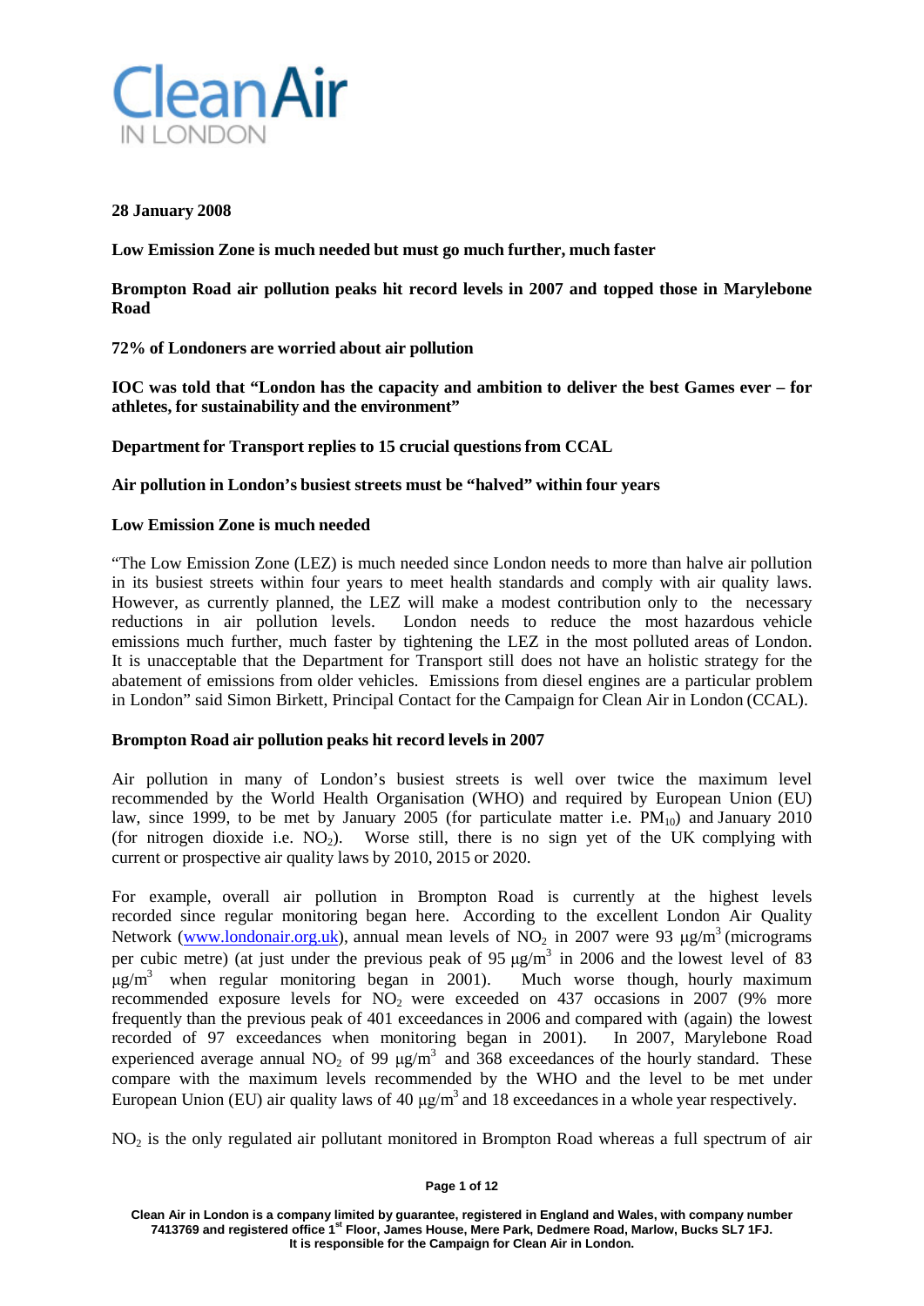Clean Air IN LONDON

**28 January 2008**

**Low Emission Zone is much needed but must go much further, much faster**

**Brompton Road air pollution peaks hit record levels in 2007 and topped those in Marylebone Road**

**72% of Londoners are worried about air pollution**

**IOC was told that "London has the capacity and ambition to deliver the best Games ever – for athletes, for sustainability and the environment"**

**Department for Transport replies to 15 crucial questions from CCAL**

**Air pollution in London's busiest streets must be "halved" within four years**

**Low Emission Zone is much needed**

"The Low Emission Zone (LEZ) is much needed since London needs to more than halve air pollution in its busiest streets within four years to meet health standards and comply with air quality laws. However, as currently planned, the LEZ will make a modest contribution only to the necessary reductions in air pollution levels. London needs to reduce the most hazardous vehicle emissions much further, much faster by tightening the LEZ in the most polluted areas of London. It is unacceptable that the Department for Transport still does not have an holistic strategy for the abatement of emissions from older vehicles. Emissions from diesel engines are a particular problem in London" said Simon Birkett, Principal Contact for the Campaign for Clean Air in London (CCAL).

**Brompton Road air pollution peaks hit record levels in 2007**

Air pollution in many of London's busiest streets is well over twice the maximum level recommended by the World Health Organisation (WHO) and required by European Union (EU) law, since 1999, to be met by January 2005 (for particulate matter i.e. $PM_{10}$) and January 2010 (for nitrogen dioxide i.e. $NO_2$). Worse still, there is no sign yet of the UK complying with current or prospective air quality laws by 2010, 2015 or 2020.

For example, overall air pollution in Brompton Road is currently at the highest levels recorded since regular monitoring began here. According to the excellent London Air Quality Network (www.londonair.org.uk), annual mean levels of $NO_2$ in 2007 were 93 $\mu g/m^3$ (micrograms per cubic metre) (at just under the previous peak of 95 $\mu g/m^3$ in 2006 and the lowest level of 83 $\mu g/m^3$ when regular monitoring began in 2001). Much worse though, hourly maximum recommended exposure levels for $NO_2$ were exceeded on 437 occasions in 2007 (9% more frequently than the previous peak of 401 exceedances in 2006 and compared with (again) the lowest recorded of 97 exceedances when monitoring began in 2001). In 2007, Marylebone Road experienced average annual $NO_2$ of 99 $\mu g/m^3$ and 368 exceedances of the hourly standard. These compare with the maximum levels recommended by the WHO and the level to be met under European Union (EU) air quality laws of 40 $\mu g/m^3$ and 18 exceedances in a whole year respectively.

$NO_2$ is the only regulated air pollutant monitored in Brompton Road whereas a full spectrum of air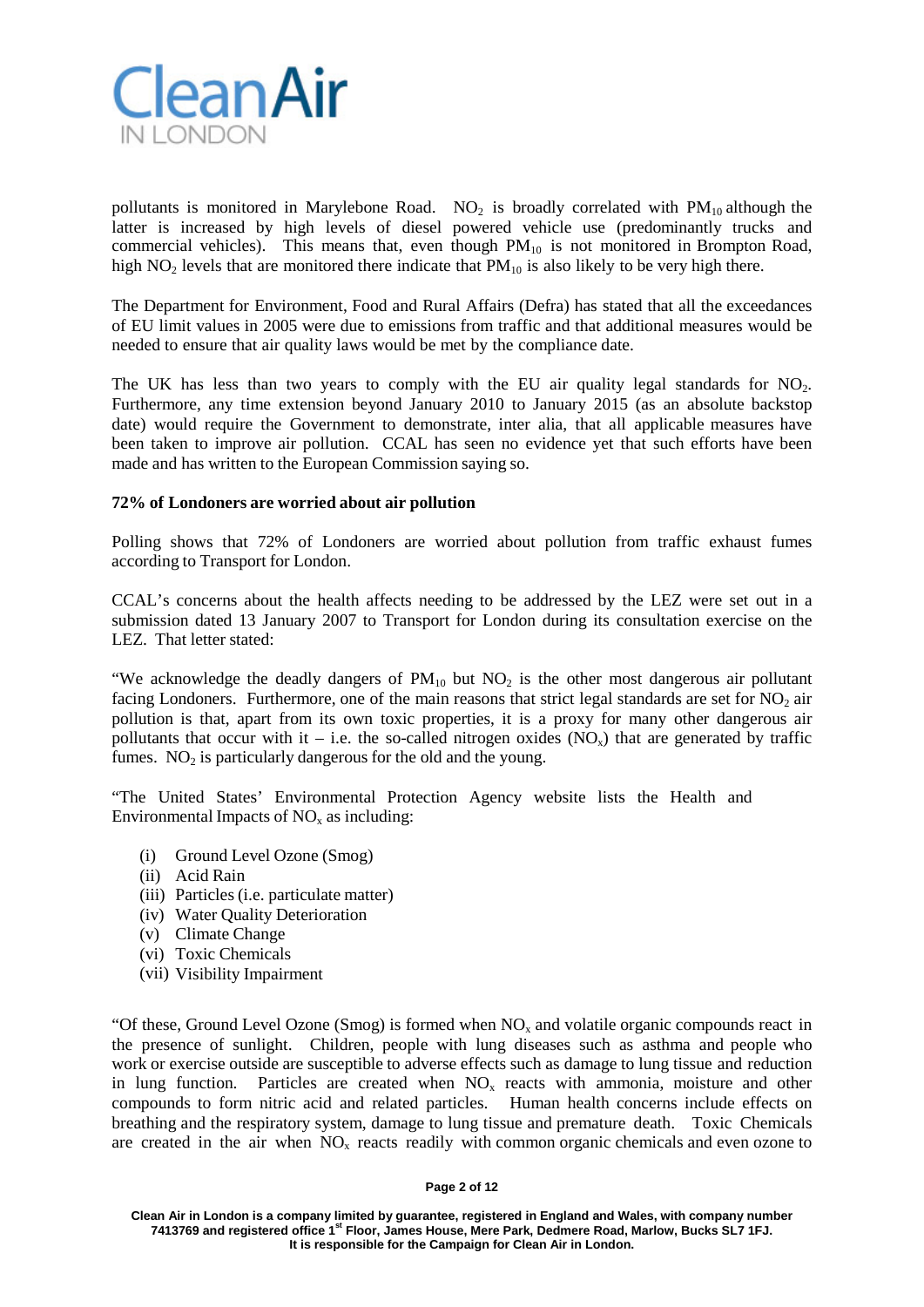pollutants is monitored in Marylebone Road. $NO_2$ is broadly correlated with $PM_{10}$ although the latter is increased by high levels of diesel powered vehicle use (predominantly trucks and commercial vehicles). This means that, even though $PM_{10}$ is not monitored in Brompton Road, high $NO_2$ levels that are monitored there indicate that $PM_{10}$ is also likely to be very high there.

The Department for Environment, Food and Rural Affairs (Defra) has stated that all the exceedances of EU limit values in 2005 were due to emissions from traffic and that additional measures would be needed to ensure that air quality laws would be met by the compliance date.

The UK has less than two years to comply with the EU air quality legal standards for $NO_2$. Furthermore, any time extension beyond January 2010 to January 2015 (as an absolute backstop date) would require the Government to demonstrate, inter alia, that all applicable measures have been taken to improve air pollution. CCAL has seen no evidence yet that such efforts have been made and has written to the European Commission saying so.

**72% of Londoners are worried about air pollution**

Polling shows that 72% of Londoners are worried about pollution from traffic exhaust fumes according to Transport for London.

CCAL's concerns about the health affects needing to be addressed by the LEZ were set out in a submission dated 13 January 2007 to Transport for London during its consultation exercise on the LEZ. That letter stated:

"We acknowledge the deadly dangers of $PM_{10}$ but $NO_2$ is the other most dangerous air pollutant facing Londoners. Furthermore, one of the main reasons that strict legal standards are set for $NO_2$ air pollution is that, apart from its own toxic properties, it is a proxy for many other dangerous air pollutants that occur with it – i.e. the so-called nitrogen oxides ($NO_x$) that are generated by traffic fumes. $NO_2$ is particularly dangerous for the old and the young.

"The United States' Environmental Protection Agency website lists the Health and Environmental Impacts of $NO_x$ as including:

- (i) Ground Level Ozone (Smog)
- (ii) Acid Rain
- (iii) Particles (i.e. particulate matter)
- (iv) Water Quality Deterioration
- (v) Climate Change
- (vi) Toxic Chemicals
- (vii) Visibility Impairment

"Of these, Ground Level Ozone (Smog) is formed when $NO_x$ and volatile organic compounds react in the presence of sunlight. Children, people with lung diseases such as asthma and people who work or exercise outside are susceptible to adverse effects such as damage to lung tissue and reduction in lung function. Particles are created when $NO_x$ reacts with ammonia, moisture and other compounds to form nitric acid and related particles. Human health concerns include effects on breathing and the respiratory system, damage to lung tissue and premature death. Toxic Chemicals are created in the air when $NO_x$ reacts readily with common organic chemicals and even ozone to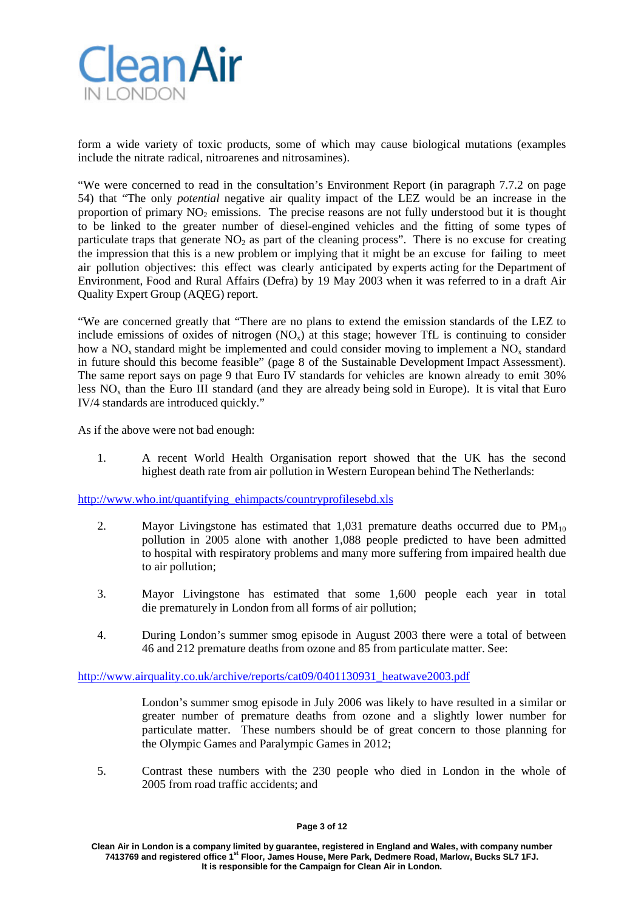form a wide variety of toxic products, some of which may cause biological mutations (examples include the nitrate radical, nitroarenes and nitrosamines).

"We were concerned to read in the consultation's Environment Report (in paragraph 7.7.2 on page 54) that "The only *potential* negative air quality impact of the LEZ would be an increase in the proportion of primary $NO_2$ emissions. The precise reasons are not fully understood but it is thought to be linked to the greater number of diesel-engined vehicles and the fitting of some types of particulate traps that generate $NO_2$ as part of the cleaning process". There is no excuse for creating the impression that this is a new problem or implying that it might be an excuse for failing to meet air pollution objectives: this effect was clearly anticipated by experts acting for the Department of Environment, Food and Rural Affairs (Defra) by 19 May 2003 when it was referred to in a draft Air Quality Expert Group (AQEG) report.

"We are concerned greatly that "There are no plans to extend the emission standards of the LEZ to include emissions of oxides of nitrogen ($NO_x$) at this stage; however TfL is continuing to consider how a $NO_x$ standard might be implemented and could consider moving to implement a $NO_x$ standard in future should this become feasible" (page 8 of the Sustainable Development Impact Assessment). The same report says on page 9 that Euro IV standards for vehicles are known already to emit 30% less $NO_x$ than the Euro III standard (and they are already being sold in Europe). It is vital that Euro IV/4 standards are introduced quickly."

As if the above were not bad enough:

1. A recent World Health Organisation report showed that the UK has the second highest death rate from air pollution in Western European behind The Netherlands:

http://www.who.int/quantifying_ehimpacts/countryprofilesebd.xls

2. Mayor Livingstone has estimated that 1,031 premature deaths occurred due to $PM_{10}$ pollution in 2005 alone with another 1,088 people predicted to have been admitted to hospital with respiratory problems and many more suffering from impaired health due to air pollution;

3. Mayor Livingstone has estimated that some 1,600 people each year in total die prematurely in London from all forms of air pollution;

4. During London's summer smog episode in August 2003 there were a total of between 46 and 212 premature deaths from ozone and 85 from particulate matter. See:

http://www.airquality.co.uk/archive/reports/cat09/0401130931_heatwave2003.pdf

   London's summer smog episode in July 2006 was likely to have resulted in a similar or greater number of premature deaths from ozone and a slightly lower number for particulate matter. These numbers should be of great concern to those planning for the Olympic Games and Paralympic Games in 2012;

5. Contrast these numbers with the 230 people who died in London in the whole of 2005 from road traffic accidents; and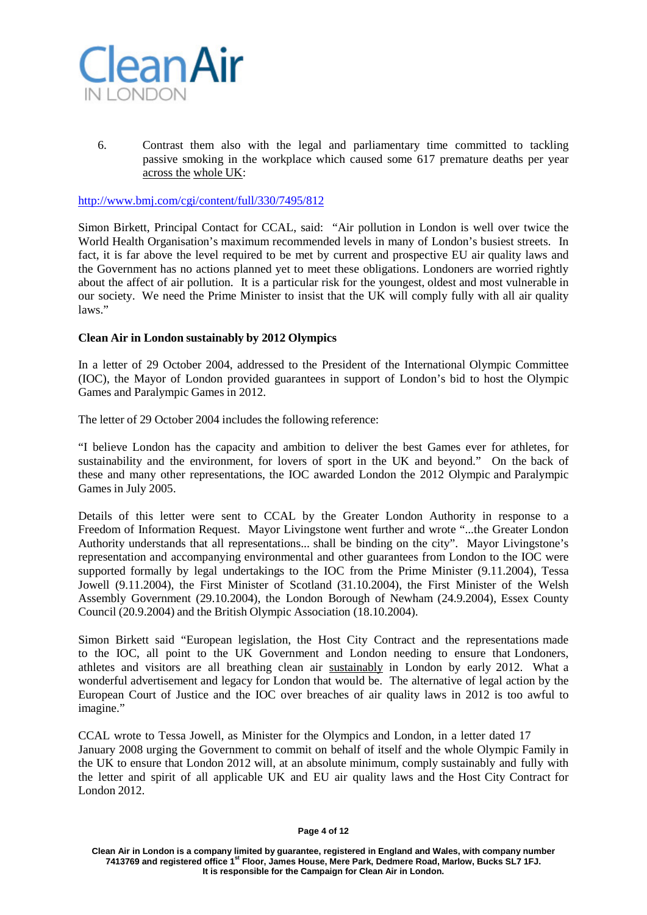6. Contrast them also with the legal and parliamentary time committed to tackling passive smoking in the workplace which caused some 617 premature deaths per year across the whole UK:

http://www.bmj.com/cgi/content/full/330/7495/812

Simon Birkett, Principal Contact for CCAL, said: "Air pollution in London is well over twice the World Health Organisation's maximum recommended levels in many of London's busiest streets. In fact, it is far above the level required to be met by current and prospective EU air quality laws and the Government has no actions planned yet to meet these obligations. Londoners are worried rightly about the affect of air pollution. It is a particular risk for the youngest, oldest and most vulnerable in our society. We need the Prime Minister to insist that the UK will comply fully with all air quality laws."

**Clean Air in London sustainably by 2012 Olympics**

In a letter of 29 October 2004, addressed to the President of the International Olympic Committee (IOC), the Mayor of London provided guarantees in support of London's bid to host the Olympic Games and Paralympic Games in 2012.

The letter of 29 October 2004 includes the following reference:

"I believe London has the capacity and ambition to deliver the best Games ever for athletes, for sustainability and the environment, for lovers of sport in the UK and beyond." On the back of these and many other representations, the IOC awarded London the 2012 Olympic and Paralympic Games in July 2005.

Details of this letter were sent to CCAL by the Greater London Authority in response to a Freedom of Information Request. Mayor Livingstone went further and wrote "...the Greater London Authority understands that all representations... shall be binding on the city". Mayor Livingstone's representation and accompanying environmental and other guarantees from London to the IOC were supported formally by legal undertakings to the IOC from the Prime Minister (9.11.2004), Tessa Jowell (9.11.2004), the First Minister of Scotland (31.10.2004), the First Minister of the Welsh Assembly Government (29.10.2004), the London Borough of Newham (24.9.2004), Essex County Council (20.9.2004) and the British Olympic Association (18.10.2004).

Simon Birkett said "European legislation, the Host City Contract and the representations made to the IOC, all point to the UK Government and London needing to ensure that Londoners, athletes and visitors are all breathing clean air sustainably in London by early 2012. What a wonderful advertisement and legacy for London that would be. The alternative of legal action by the European Court of Justice and the IOC over breaches of air quality laws in 2012 is too awful to imagine."

CCAL wrote to Tessa Jowell, as Minister for the Olympics and London, in a letter dated 17 January 2008 urging the Government to commit on behalf of itself and the whole Olympic Family in the UK to ensure that London 2012 will, at an absolute minimum, comply sustainably and fully with the letter and spirit of all applicable UK and EU air quality laws and the Host City Contract for London 2012.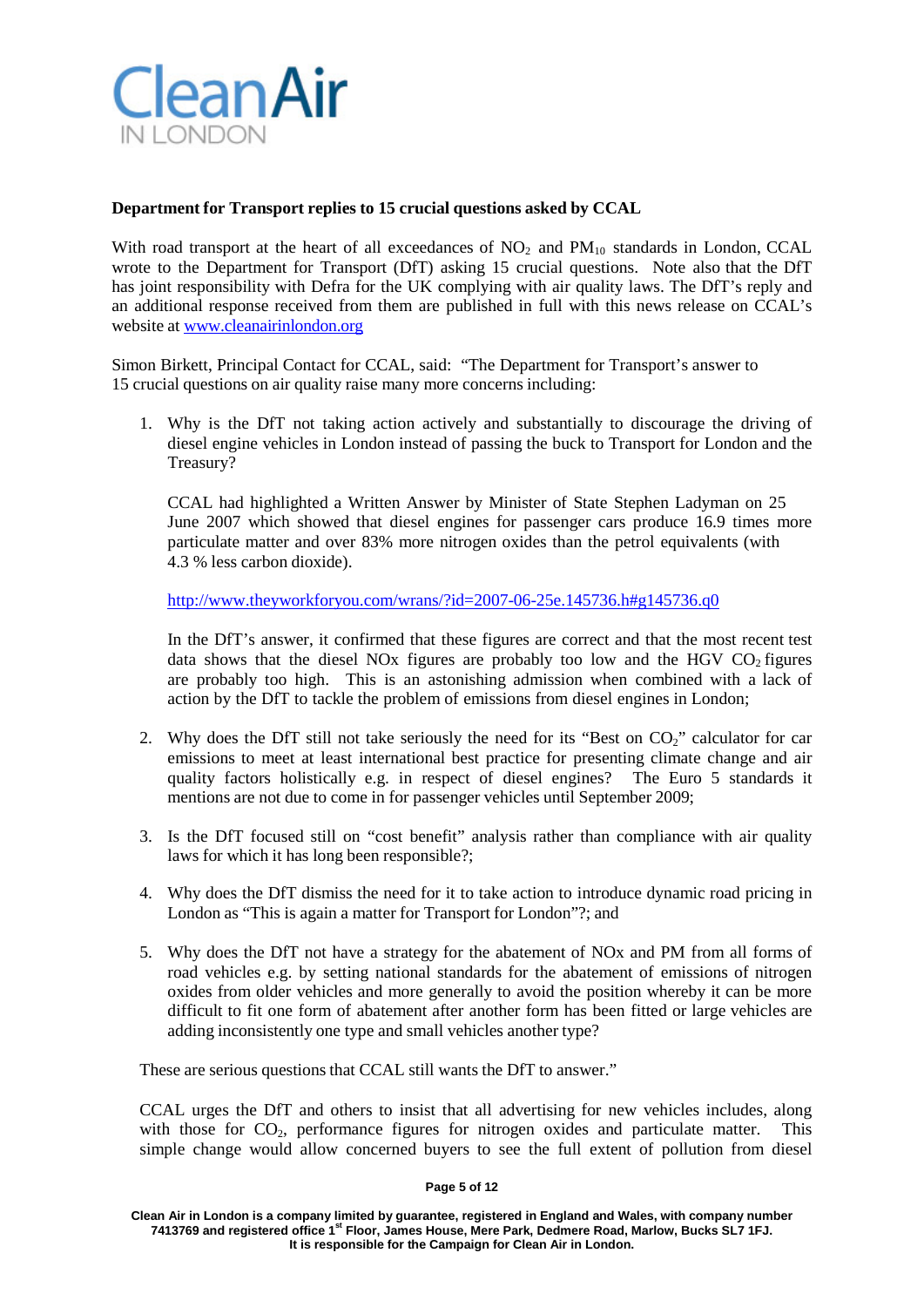Clean Air IN LONDON

**Department for Transport replies to 15 crucial questions asked by CCAL**

With road transport at the heart of all exceedances of $NO_2$ and $PM_{10}$ standards in London, CCAL wrote to the Department for Transport (DfT) asking 15 crucial questions. Note also that the DfT has joint responsibility with Defra for the UK complying with air quality laws. The DfT's reply and an additional response received from them are published in full with this news release on CCAL's website at www.cleanairinlondon.org

Simon Birkett, Principal Contact for CCAL, said: "The Department for Transport's answer to 15 crucial questions on air quality raise many more concerns including:

1. Why is the DfT not taking action actively and substantially to discourage the driving of diesel engine vehicles in London instead of passing the buck to Transport for London and the Treasury?

   CCAL had highlighted a Written Answer by Minister of State Stephen Ladyman on 25 June 2007 which showed that diesel engines for passenger cars produce 16.9 times more particulate matter and over 83% more nitrogen oxides than the petrol equivalents (with 4.3 % less carbon dioxide).

   http://www.theyworkforyou.com/wrans/?id=2007-06-25e.145736.h#g145736.q0

   In the DfT's answer, it confirmed that these figures are correct and that the most recent test data shows that the diesel NOx figures are probably too low and the HGV $CO_2$ figures are probably too high. This is an astonishing admission when combined with a lack of action by the DfT to tackle the problem of emissions from diesel engines in London;

2. Why does the DfT still not take seriously the need for its "Best on $CO_2$" calculator for car emissions to meet at least international best practice for presenting climate change and air quality factors holistically e.g. in respect of diesel engines? The Euro 5 standards it mentions are not due to come in for passenger vehicles until September 2009;

3. Is the DfT focused still on "cost benefit" analysis rather than compliance with air quality laws for which it has long been responsible?;

4. Why does the DfT dismiss the need for it to take action to introduce dynamic road pricing in London as "This is again a matter for Transport for London"?; and

5. Why does the DfT not have a strategy for the abatement of NOx and PM from all forms of road vehicles e.g. by setting national standards for the abatement of emissions of nitrogen oxides from older vehicles and more generally to avoid the position whereby it can be more difficult to fit one form of abatement after another form has been fitted or large vehicles are adding inconsistently one type and small vehicles another type?

These are serious questions that CCAL still wants the DfT to answer."

CCAL urges the DfT and others to insist that all advertising for new vehicles includes, along with those for $CO_2$, performance figures for nitrogen oxides and particulate matter. This simple change would allow concerned buyers to see the full extent of pollution from diesel

Clean Air in London is a company limited by guarantee, registered in England and Wales, with company number 7413769 and registered office 1st Floor, James House, Mere Park, Dedmere Road, Marlow, Bucks SL7 1FJ. It is responsible for the Campaign for Clean Air in London.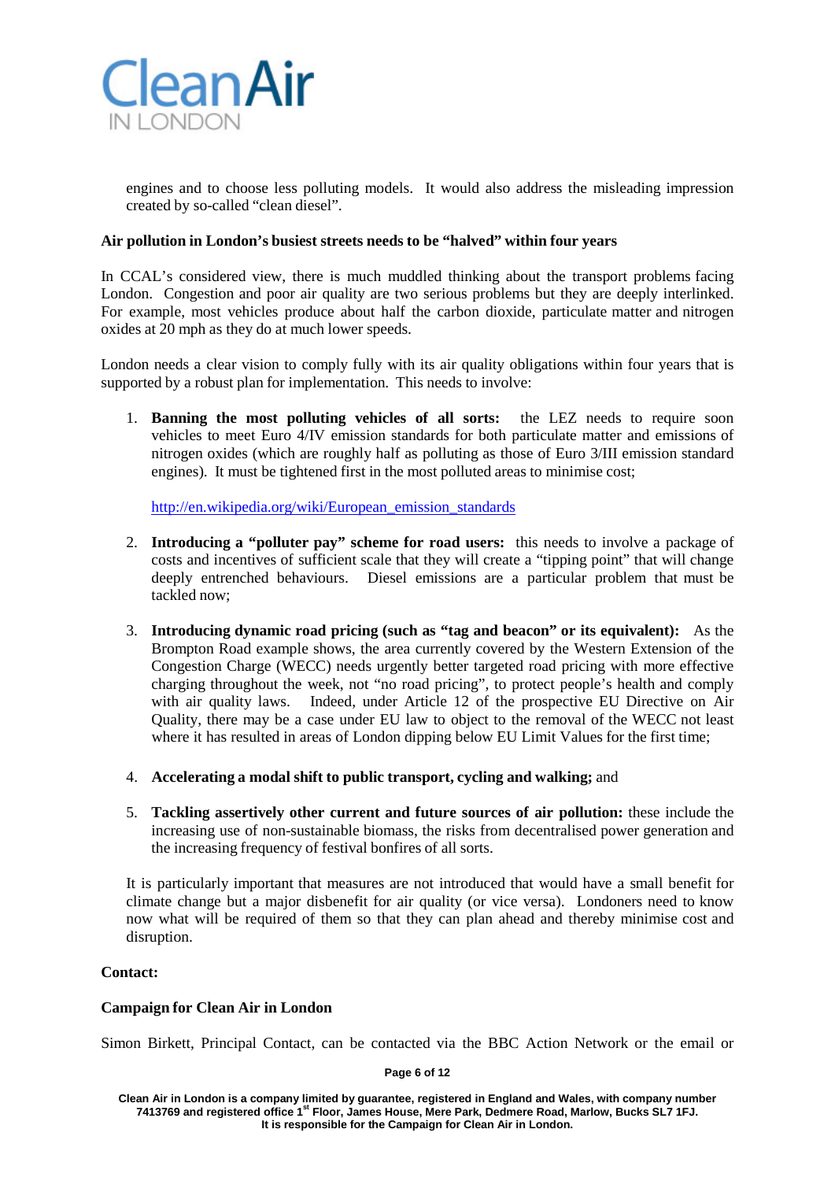engines and to choose less polluting models. It would also address the misleading impression created by so-called "clean diesel".

**Air pollution in London's busiest streets needs to be "halved" within four years**

In CCAL's considered view, there is much muddled thinking about the transport problems facing London. Congestion and poor air quality are two serious problems but they are deeply interlinked. For example, most vehicles produce about half the carbon dioxide, particulate matter and nitrogen oxides at 20 mph as they do at much lower speeds.

London needs a clear vision to comply fully with its air quality obligations within four years that is supported by a robust plan for implementation. This needs to involve:

1. **Banning the most polluting vehicles of all sorts:** the LEZ needs to require soon vehicles to meet Euro 4/IV emission standards for both particulate matter and emissions of nitrogen oxides (which are roughly half as polluting as those of Euro 3/III emission standard engines). It must be tightened first in the most polluted areas to minimise cost;

   http://en.wikipedia.org/wiki/European_emission_standards

2. **Introducing a "polluter pay" scheme for road users:** this needs to involve a package of costs and incentives of sufficient scale that they will create a "tipping point" that will change deeply entrenched behaviours. Diesel emissions are a particular problem that must be tackled now;

3. **Introducing dynamic road pricing (such as "tag and beacon" or its equivalent):** As the Brompton Road example shows, the area currently covered by the Western Extension of the Congestion Charge (WECC) needs urgently better targeted road pricing with more effective charging throughout the week, not "no road pricing", to protect people's health and comply with air quality laws. Indeed, under Article 12 of the prospective EU Directive on Air Quality, there may be a case under EU law to object to the removal of the WECC not least where it has resulted in areas of London dipping below EU Limit Values for the first time;

4. **Accelerating a modal shift to public transport, cycling and walking;** and

5. **Tackling assertively other current and future sources of air pollution:** these include the increasing use of non-sustainable biomass, the risks from decentralised power generation and the increasing frequency of festival bonfires of all sorts.

It is particularly important that measures are not introduced that would have a small benefit for climate change but a major disbenefit for air quality (or vice versa). Londoners need to know now what will be required of them so that they can plan ahead and thereby minimise cost and disruption.

**Contact:**

**Campaign for Clean Air in London**

Simon Birkett, Principal Contact, can be contacted via the BBC Action Network or the email or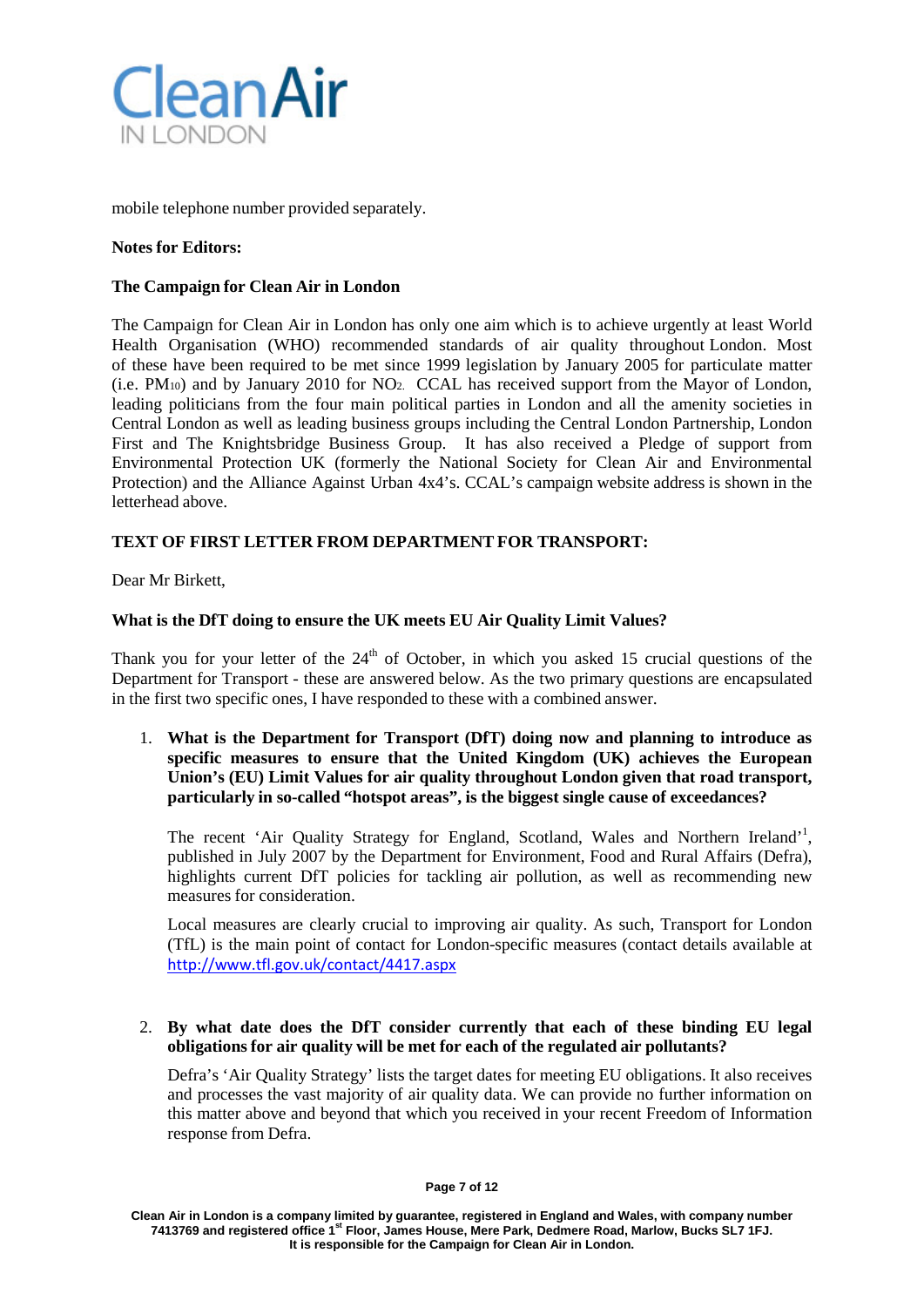mobile telephone number provided separately.

**Notes for Editors:**

**The Campaign for Clean Air in London**

The Campaign for Clean Air in London has only one aim which is to achieve urgently at least World Health Organisation (WHO) recommended standards of air quality throughout London. Most of these have been required to be met since 1999 legislation by January 2005 for particulate matter (i.e. $PM_{10}$) and by January 2010 for $NO_2$. CCAL has received support from the Mayor of London, leading politicians from the four main political parties in London and all the amenity societies in Central London as well as leading business groups including the Central London Partnership, London First and The Knightsbridge Business Group. It has also received a Pledge of support from Environmental Protection UK (formerly the National Society for Clean Air and Environmental Protection) and the Alliance Against Urban 4x4's. CCAL's campaign website address is shown in the letterhead above.

**TEXT OF FIRST LETTER FROM DEPARTMENT FOR TRANSPORT:**

Dear Mr Birkett,

**What is the DfT doing to ensure the UK meets EU Air Quality Limit Values?**

Thank you for your letter of the 24th of October, in which you asked 15 crucial questions of the Department for Transport - these are answered below. As the two primary questions are encapsulated in the first two specific ones, I have responded to these with a combined answer.

1. **What is the Department for Transport (DfT) doing now and planning to introduce as specific measures to ensure that the United Kingdom (UK) achieves the European Union's (EU) Limit Values for air quality throughout London given that road transport, particularly in so-called "hotspot areas", is the biggest single cause of exceedances?**

   The recent 'Air Quality Strategy for England, Scotland, Wales and Northern Ireland'[1], published in July 2007 by the Department for Environment, Food and Rural Affairs (Defra), highlights current DfT policies for tackling air pollution, as well as recommending new measures for consideration.

   Local measures are clearly crucial to improving air quality. As such, Transport for London (TfL) is the main point of contact for London-specific measures (contact details available at http://www.tfl.gov.uk/contact/4417.aspx

2. **By what date does the DfT consider currently that each of these binding EU legal obligations for air quality will be met for each of the regulated air pollutants?**

   Defra's 'Air Quality Strategy' lists the target dates for meeting EU obligations. It also receives and processes the vast majority of air quality data. We can provide no further information on this matter above and beyond that which you received in your recent Freedom of Information response from Defra.

Clean Air in London is a company limited by guarantee, registered in England and Wales, with company number 7413769 and registered office 1st Floor, James House, Mere Park, Dedmere Road, Marlow, Bucks SL7 1FJ. It is responsible for the Campaign for Clean Air in London.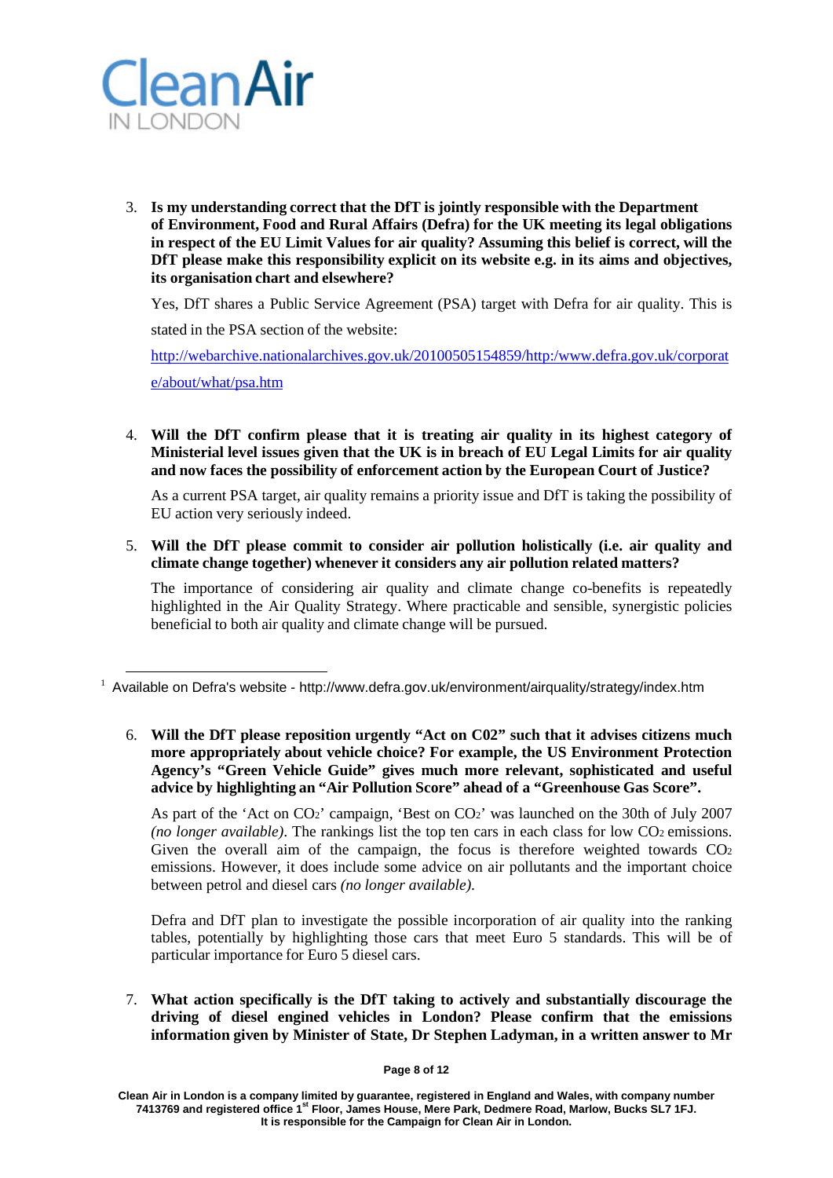3. **Is my understanding correct that the DfT is jointly responsible with the Department of Environment, Food and Rural Affairs (Defra) for the UK meeting its legal obligations in respect of the EU Limit Values for air quality? Assuming this belief is correct, will the DfT please make this responsibility explicit on its website e.g. in its aims and objectives, its organisation chart and elsewhere?**

   Yes, DfT shares a Public Service Agreement (PSA) target with Defra for air quality. This is stated in the PSA section of the website:

   http://webarchive.nationalarchives.gov.uk/20100505154859/http:/www.defra.gov.uk/corporate/about/what/psa.htm

4. **Will the DfT confirm please that it is treating air quality in its highest category of Ministerial level issues given that the UK is in breach of EU Legal Limits for air quality and now faces the possibility of enforcement action by the European Court of Justice?**

   As a current PSA target, air quality remains a priority issue and DfT is taking the possibility of EU action very seriously indeed.

5. **Will the DfT please commit to consider air pollution holistically (i.e. air quality and climate change together) whenever it considers any air pollution related matters?**

   The importance of considering air quality and climate change co-benefits is repeatedly highlighted in the Air Quality Strategy. Where practicable and sensible, synergistic policies beneficial to both air quality and climate change will be pursued.

[1] Available on Defra's website - http://www.defra.gov.uk/environment/airquality/strategy/index.htm

6. **Will the DfT please reposition urgently "Act on C02" such that it advises citizens much more appropriately about vehicle choice? For example, the US Environment Protection Agency's "Green Vehicle Guide" gives much more relevant, sophisticated and useful advice by highlighting an "Air Pollution Score" ahead of a "Greenhouse Gas Score".**

   As part of the 'Act on $CO_2$' campaign, 'Best on $CO_2$' was launched on the 30th of July 2007 *(no longer available)*. The rankings list the top ten cars in each class for low $CO_2$ emissions. Given the overall aim of the campaign, the focus is therefore weighted towards $CO_2$ emissions. However, it does include some advice on air pollutants and the important choice between petrol and diesel cars *(no longer available)*.

   Defra and DfT plan to investigate the possible incorporation of air quality into the ranking tables, potentially by highlighting those cars that meet Euro 5 standards. This will be of particular importance for Euro 5 diesel cars.

7. **What action specifically is the DfT taking to actively and substantially discourage the driving of diesel engined vehicles in London? Please confirm that the emissions information given by Minister of State, Dr Stephen Ladyman, in a written answer to Mr**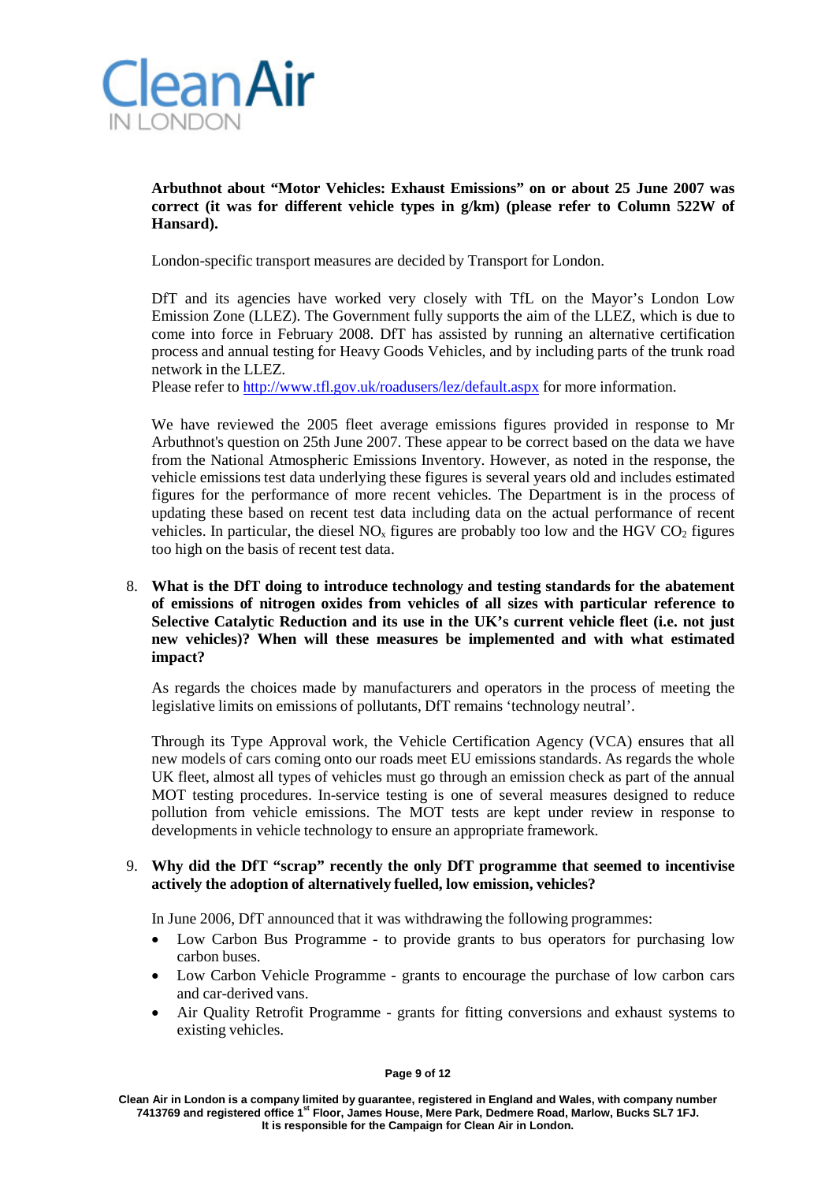**Arbuthnot about "Motor Vehicles: Exhaust Emissions" on or about 25 June 2007 was correct (it was for different vehicle types in g/km) (please refer to Column 522W of Hansard).**

London-specific transport measures are decided by Transport for London.

DfT and its agencies have worked very closely with TfL on the Mayor's London Low Emission Zone (LLEZ). The Government fully supports the aim of the LLEZ, which is due to come into force in February 2008. DfT has assisted by running an alternative certification process and annual testing for Heavy Goods Vehicles, and by including parts of the trunk road network in the LLEZ.
Please refer to http://www.tfl.gov.uk/roadusers/lez/default.aspx for more information.

We have reviewed the 2005 fleet average emissions figures provided in response to Mr Arbuthnot's question on 25th June 2007. These appear to be correct based on the data we have from the National Atmospheric Emissions Inventory. However, as noted in the response, the vehicle emissions test data underlying these figures is several years old and includes estimated figures for the performance of more recent vehicles. The Department is in the process of updating these based on recent test data including data on the actual performance of recent vehicles. In particular, the diesel $NO_x$ figures are probably too low and the HGV $CO_2$ figures too high on the basis of recent test data.

8. **What is the DfT doing to introduce technology and testing standards for the abatement of emissions of nitrogen oxides from vehicles of all sizes with particular reference to Selective Catalytic Reduction and its use in the UK's current vehicle fleet (i.e. not just new vehicles)? When will these measures be implemented and with what estimated impact?**

   As regards the choices made by manufacturers and operators in the process of meeting the legislative limits on emissions of pollutants, DfT remains 'technology neutral'.

   Through its Type Approval work, the Vehicle Certification Agency (VCA) ensures that all new models of cars coming onto our roads meet EU emissions standards. As regards the whole UK fleet, almost all types of vehicles must go through an emission check as part of the annual MOT testing procedures. In-service testing is one of several measures designed to reduce pollution from vehicle emissions. The MOT tests are kept under review in response to developments in vehicle technology to ensure an appropriate framework.

9. **Why did the DfT "scrap" recently the only DfT programme that seemed to incentivise actively the adoption of alternatively fuelled, low emission, vehicles?**

   In June 2006, DfT announced that it was withdrawing the following programmes:

   - Low Carbon Bus Programme - to provide grants to bus operators for purchasing low carbon buses.
   - Low Carbon Vehicle Programme - grants to encourage the purchase of low carbon cars and car-derived vans.
   - Air Quality Retrofit Programme - grants for fitting conversions and exhaust systems to existing vehicles.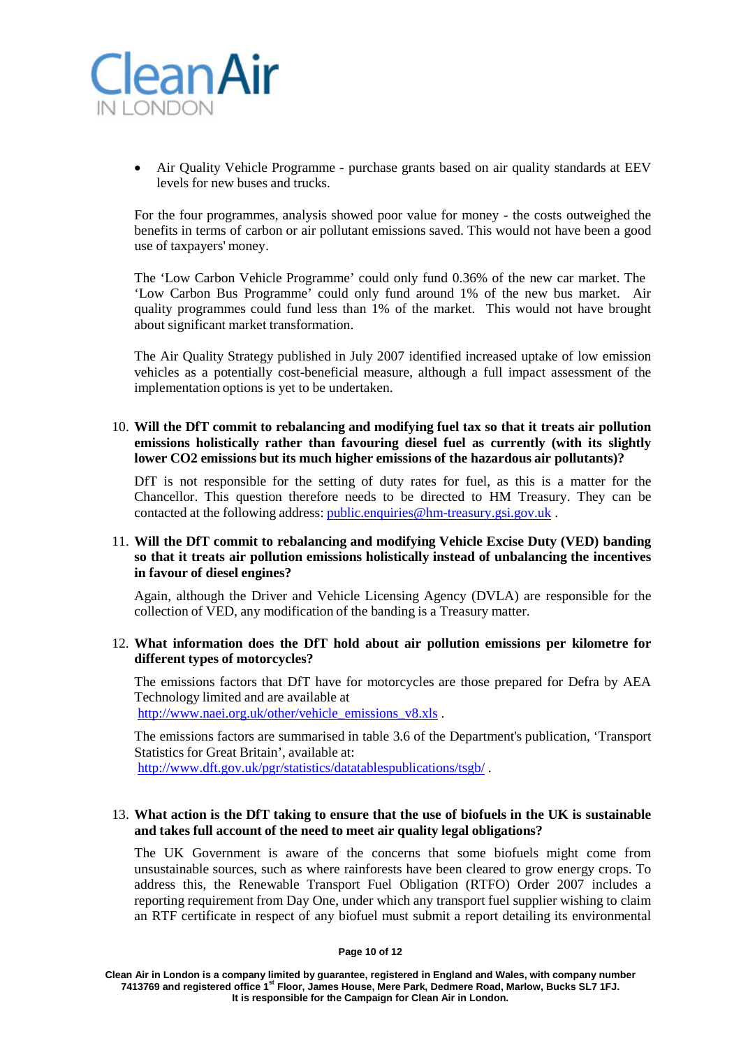- Air Quality Vehicle Programme - purchase grants based on air quality standards at EEV levels for new buses and trucks.

For the four programmes, analysis showed poor value for money - the costs outweighed the benefits in terms of carbon or air pollutant emissions saved. This would not have been a good use of taxpayers' money.

The 'Low Carbon Vehicle Programme' could only fund 0.36% of the new car market. The 'Low Carbon Bus Programme' could only fund around 1% of the new bus market. Air quality programmes could fund less than 1% of the market. This would not have brought about significant market transformation.

The Air Quality Strategy published in July 2007 identified increased uptake of low emission vehicles as a potentially cost-beneficial measure, although a full impact assessment of the implementation options is yet to be undertaken.

10. **Will the DfT commit to rebalancing and modifying fuel tax so that it treats air pollution emissions holistically rather than favouring diesel fuel as currently (with its slightly lower CO2 emissions but its much higher emissions of the hazardous air pollutants)?**

    DfT is not responsible for the setting of duty rates for fuel, as this is a matter for the Chancellor. This question therefore needs to be directed to HM Treasury. They can be contacted at the following address: public.enquiries@hm-treasury.gsi.gov.uk .

11. **Will the DfT commit to rebalancing and modifying Vehicle Excise Duty (VED) banding so that it treats air pollution emissions holistically instead of unbalancing the incentives in favour of diesel engines?**

    Again, although the Driver and Vehicle Licensing Agency (DVLA) are responsible for the collection of VED, any modification of the banding is a Treasury matter.

12. **What information does the DfT hold about air pollution emissions per kilometre for different types of motorcycles?**

    The emissions factors that DfT have for motorcycles are those prepared for Defra by AEA Technology limited and are available at
    http://www.naei.org.uk/other/vehicle_emissions_v8.xls .

    The emissions factors are summarised in table 3.6 of the Department's publication, 'Transport Statistics for Great Britain', available at:
    http://www.dft.gov.uk/pgr/statistics/datatablespublications/tsgb/ .

13. **What action is the DfT taking to ensure that the use of biofuels in the UK is sustainable and takes full account of the need to meet air quality legal obligations?**

    The UK Government is aware of the concerns that some biofuels might come from unsustainable sources, such as where rainforests have been cleared to grow energy crops. To address this, the Renewable Transport Fuel Obligation (RTFO) Order 2007 includes a reporting requirement from Day One, under which any transport fuel supplier wishing to claim an RTF certificate in respect of any biofuel must submit a report detailing its environmental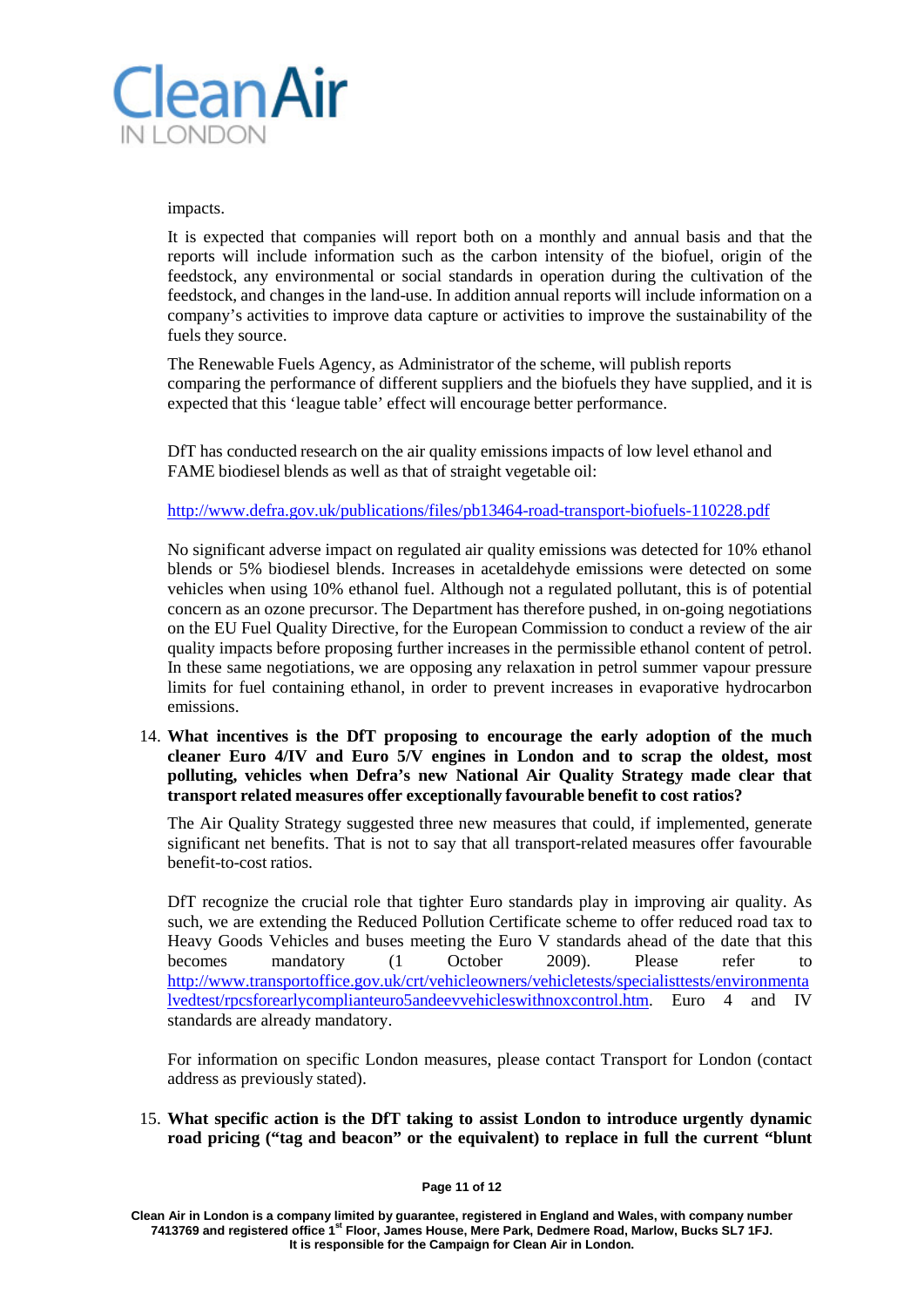impacts.

It is expected that companies will report both on a monthly and annual basis and that the reports will include information such as the carbon intensity of the biofuel, origin of the feedstock, any environmental or social standards in operation during the cultivation of the feedstock, and changes in the land-use. In addition annual reports will include information on a company's activities to improve data capture or activities to improve the sustainability of the fuels they source.

The Renewable Fuels Agency, as Administrator of the scheme, will publish reports comparing the performance of different suppliers and the biofuels they have supplied, and it is expected that this 'league table' effect will encourage better performance.

DfT has conducted research on the air quality emissions impacts of low level ethanol and FAME biodiesel blends as well as that of straight vegetable oil:

http://www.defra.gov.uk/publications/files/pb13464-road-transport-biofuels-110228.pdf

No significant adverse impact on regulated air quality emissions was detected for 10% ethanol blends or 5% biodiesel blends. Increases in acetaldehyde emissions were detected on some vehicles when using 10% ethanol fuel. Although not a regulated pollutant, this is of potential concern as an ozone precursor. The Department has therefore pushed, in on-going negotiations on the EU Fuel Quality Directive, for the European Commission to conduct a review of the air quality impacts before proposing further increases in the permissible ethanol content of petrol. In these same negotiations, we are opposing any relaxation in petrol summer vapour pressure limits for fuel containing ethanol, in order to prevent increases in evaporative hydrocarbon emissions.

14. **What incentives is the DfT proposing to encourage the early adoption of the much cleaner Euro 4/IV and Euro 5/V engines in London and to scrap the oldest, most polluting, vehicles when Defra's new National Air Quality Strategy made clear that transport related measures offer exceptionally favourable benefit to cost ratios?**

    The Air Quality Strategy suggested three new measures that could, if implemented, generate significant net benefits. That is not to say that all transport-related measures offer favourable benefit-to-cost ratios.

    DfT recognize the crucial role that tighter Euro standards play in improving air quality. As such, we are extending the Reduced Pollution Certificate scheme to offer reduced road tax to Heavy Goods Vehicles and buses meeting the Euro V standards ahead of the date that this becomes mandatory (1 October 2009). Please refer to http://www.transportoffice.gov.uk/crt/vehicleowners/vehicletests/specialisttests/environmentalvedtest/rpcsforearlycomplianteuro5andeevvehicleswithnoxcontrol.htm. Euro 4 and IV standards are already mandatory.

    For information on specific London measures, please contact Transport for London (contact address as previously stated).

15. **What specific action is the DfT taking to assist London to introduce urgently dynamic road pricing ("tag and beacon" or the equivalent) to replace in full the current "blunt**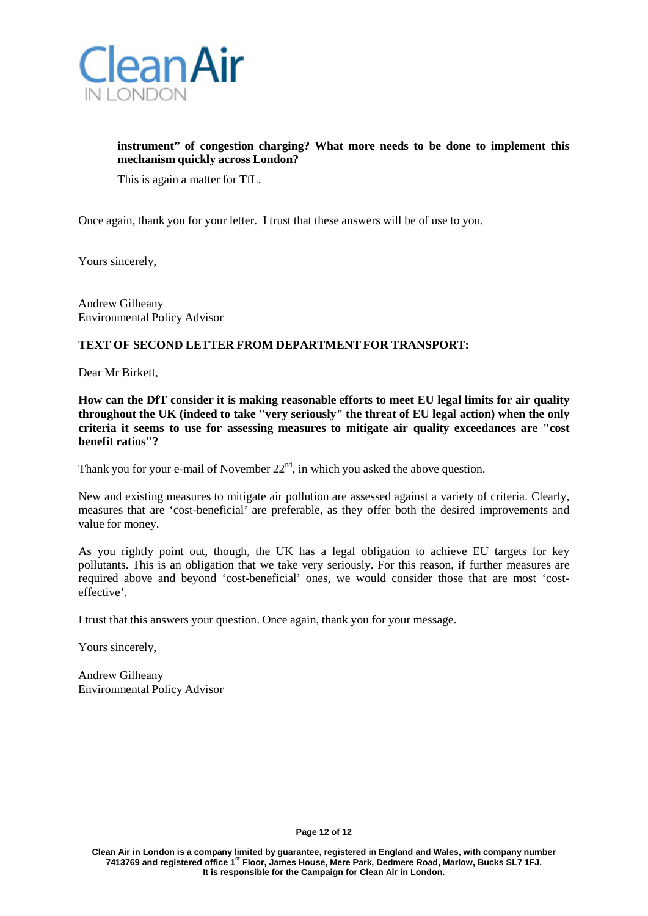**instrument" of congestion charging? What more needs to be done to implement this mechanism quickly across London?**

This is again a matter for TfL.

Once again, thank you for your letter. I trust that these answers will be of use to you.

Yours sincerely,

Andrew Gilheany
Environmental Policy Advisor

**TEXT OF SECOND LETTER FROM DEPARTMENT FOR TRANSPORT:**

Dear Mr Birkett,

**How can the DfT consider it is making reasonable efforts to meet EU legal limits for air quality throughout the UK (indeed to take "very seriously" the threat of EU legal action) when the only criteria it seems to use for assessing measures to mitigate air quality exceedances are "cost benefit ratios"?**

Thank you for your e-mail of November 22nd, in which you asked the above question.

New and existing measures to mitigate air pollution are assessed against a variety of criteria. Clearly, measures that are 'cost-beneficial' are preferable, as they offer both the desired improvements and value for money.

As you rightly point out, though, the UK has a legal obligation to achieve EU targets for key pollutants. This is an obligation that we take very seriously. For this reason, if further measures are required above and beyond 'cost-beneficial' ones, we would consider those that are most 'cost-effective'.

I trust that this answers your question. Once again, thank you for your message.

Yours sincerely,

Andrew Gilheany
Environmental Policy Advisor